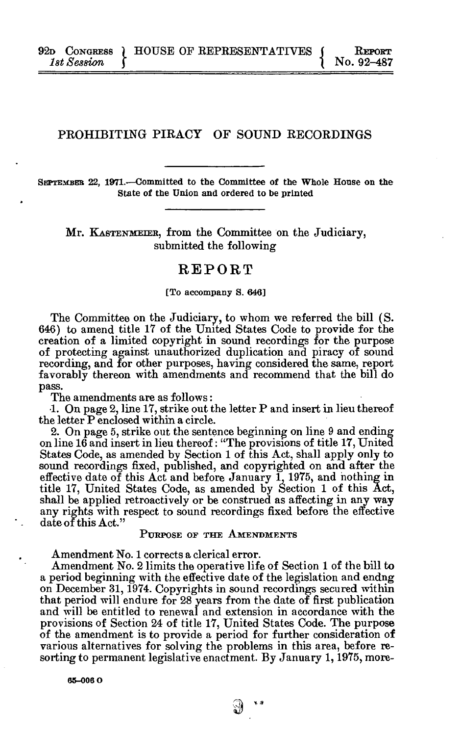92D CONGRESS
*1st Session*

HOUSE OF REPRESENTATIVES

REPORT
No. 92–487

# PROHIBITING PIRACY OF SOUND RECORDINGS

SEPTEMBER 22, 1971.—Committed to the Committee of the Whole House on the State of the Union and ordered to be printed

Mr. KASTENMEIER, from the Committee on the Judiciary, submitted the following

## REPORT

[To accompany S. 646]

The Committee on the Judiciary, to whom we referred the bill (S. 646) to amend title 17 of the United States Code to provide for the creation of a limited copyright in sound recordings for the purpose of protecting against unauthorized duplication and piracy of sound recording, and for other purposes, having considered the same, report favorably thereon with amendments and recommend that the bill do pass.

The amendments are as follows:

1. On page 2, line 17, strike out the letter P and insert in lieu thereof the letter P enclosed within a circle.
2. On page 5, strike out the sentence beginning on line 9 and ending on line 16 and insert in lieu thereof: "The provisions of title 17, United States Code, as amended by Section 1 of this Act, shall apply only to sound recordings fixed, published, and copyrighted on and after the effective date of this Act and before January 1, 1975, and nothing in title 17, United States Code, as amended by Section 1 of this Act, shall be applied retroactively or be construed as affecting in any way any rights with respect to sound recordings fixed before the effective date of this Act."

### PURPOSE OF THE AMENDMENTS

Amendment No. 1 corrects a clerical error.

Amendment No. 2 limits the operative life of Section 1 of the bill to a period beginning with the effective date of the legislation and endng on December 31, 1974. Copyrights in sound recordings secured within that period will endure for 28 years from the date of first publication and will be entitled to renewal and extension in accordance with the provisions of Section 24 of title 17, United States Code. The purpose of the amendment is to provide a period for further consideration of various alternatives for solving the problems in this area, before resorting to permanent legislative enactment. By January 1, 1975, more-

65–006 O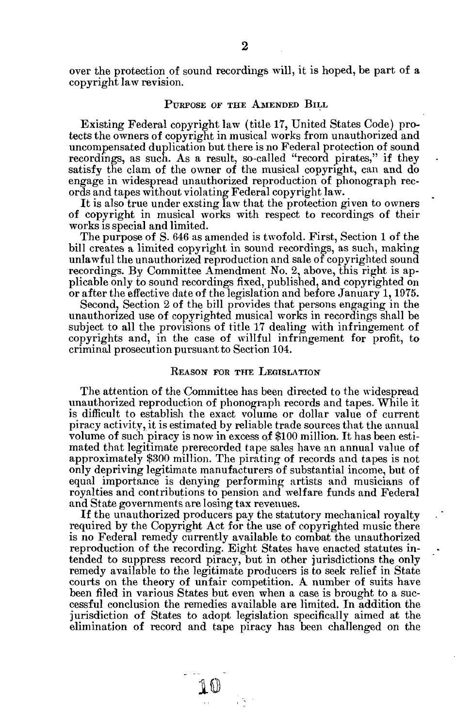over the protection of sound recordings will, it is hoped, be part of a copyright law revision.

## Purpose of the Amended Bill

Existing Federal copyright law (title 17, United States Code) protects the owners of copyright in musical works from unauthorized and uncompensated duplication but there is no Federal protection of sound recordings, as such. As a result, so-called "record pirates," if they satisfy the clam of the owner of the musical copyright, can and do engage in widespread unauthorized reproduction of phonograph records and tapes without violating Federal copyright law.

It is also true under exsting law that the protection given to owners of copyright in musical works with respect to recordings of their works is special and limited.

The purpose of S. 646 as amended is twofold. First, Section 1 of the bill creates a limited copyright in sound recordings, as such, making unlawful the unauthorized reproduction and sale of copyrighted sound recordings. By Committee Amendment No. 2, above, this right is applicable only to sound recordings fixed, published, and copyrighted on or after the effective date of the legislation and before January 1, 1975.

Second, Section 2 of the bill provides that persons engaging in the unauthorized use of copyrighted musical works in recordings shall be subject to all the provisions of title 17 dealing with infringement of copyrights and, in the case of willful infringement for profit, to criminal prosecution pursuant to Section 104.

## Reason for the Legislation

The attention of the Committee has been directed to the widespread unauthorized reproduction of phonograph records and tapes. While it is difficult to establish the exact volume or dollar value of current piracy activity, it is estimated by reliable trade sources that the annual volume of such piracy is now in excess of $100 million. It has been estimated that legitimate prerecorded tape sales have an annual value of approximately $300 million. The pirating of records and tapes is not only depriving legitimate manufacturers of substantial income, but of equal importance is denying performing artists and musicians of royalties and contributions to pension and welfare funds and Federal and State governments are losing tax revenues.

If the unauthorized producers pay the statutory mechanical royalty required by the Copyright Act for the use of copyrighted music there is no Federal remedy currently available to combat the unauthorized reproduction of the recording. Eight States have enacted statutes intended to suppress record piracy, but in other jurisdictions the only remedy available to the legitimate producers is to seek relief in State courts on the theory of unfair competition. A number of suits have been filed in various States but even when a case is brought to a successful conclusion the remedies available are limited. In addition the jurisdiction of States to adopt legislation specifically aimed at the elimination of record and tape piracy has been challenged on the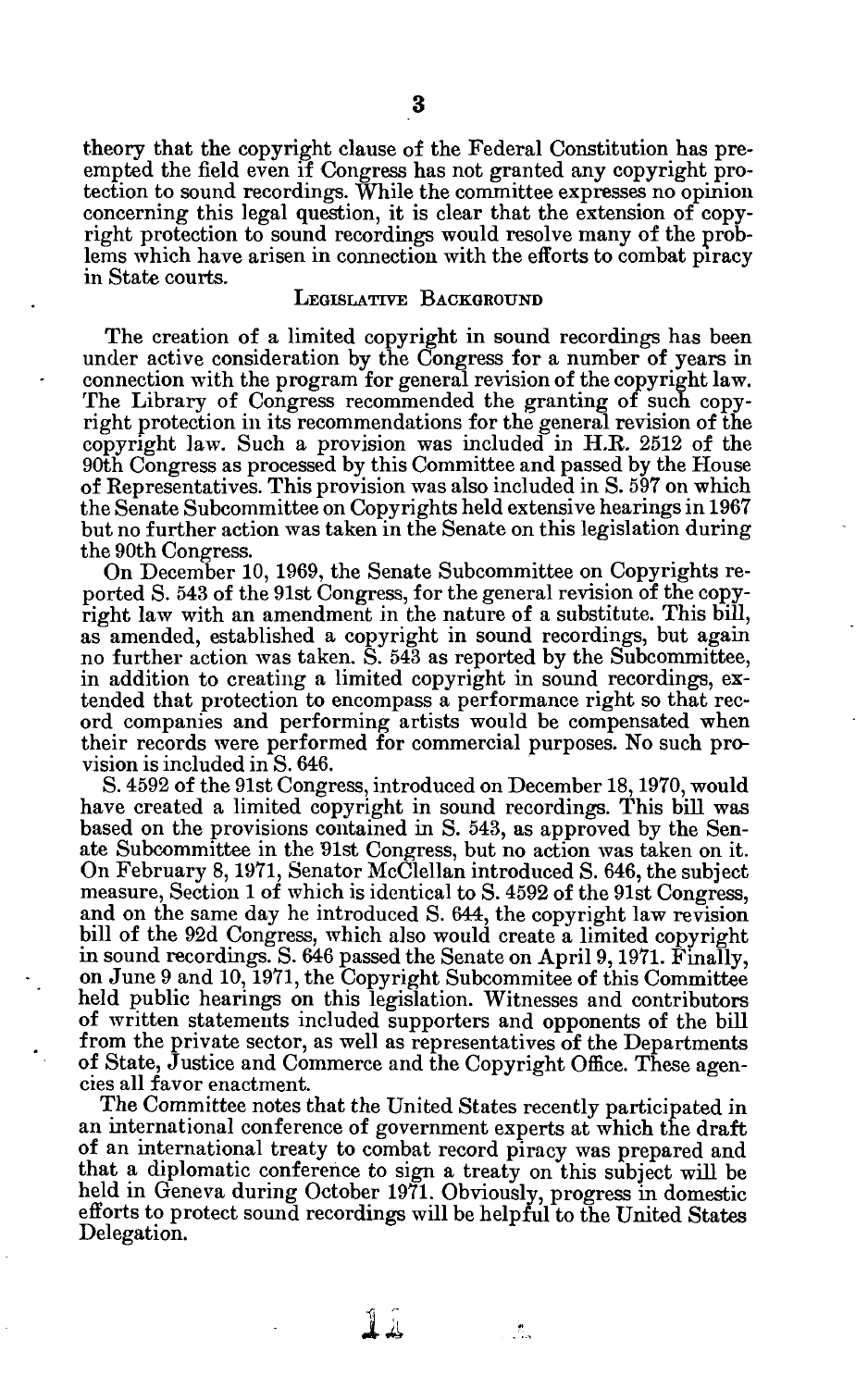theory that the copyright clause of the Federal Constitution has preempted the field even if Congress has not granted any copyright protection to sound recordings. While the committee expresses no opinion concerning this legal question, it is clear that the extension of copyright protection to sound recordings would resolve many of the problems which have arisen in connection with the efforts to combat piracy in State courts.

## Legislative Background

The creation of a limited copyright in sound recordings has been under active consideration by the Congress for a number of years in connection with the program for general revision of the copyright law. The Library of Congress recommended the granting of such copyright protection in its recommendations for the general revision of the copyright law. Such a provision was included in H.R. 2512 of the 90th Congress as processed by this Committee and passed by the House of Representatives. This provision was also included in S. 597 on which the Senate Subcommittee on Copyrights held extensive hearings in 1967 but no further action was taken in the Senate on this legislation during the 90th Congress.

On December 10, 1969, the Senate Subcommittee on Copyrights reported S. 543 of the 91st Congress, for the general revision of the copyright law with an amendment in the nature of a substitute. This bill, as amended, established a copyright in sound recordings, but again no further action was taken. S. 543 as reported by the Subcommittee, in addition to creating a limited copyright in sound recordings, extended that protection to encompass a performance right so that record companies and performing artists would be compensated when their records were performed for commercial purposes. No such provision is included in S. 646.

S. 4592 of the 91st Congress, introduced on December 18, 1970, would have created a limited copyright in sound recordings. This bill was based on the provisions contained in S. 543, as approved by the Senate Subcommittee in the 91st Congress, but no action was taken on it. On February 8, 1971, Senator McClellan introduced S. 646, the subject measure, Section 1 of which is identical to S. 4592 of the 91st Congress, and on the same day he introduced S. 644, the copyright law revision bill of the 92d Congress, which also would create a limited copyright in sound recordings. S. 646 passed the Senate on April 9, 1971. Finally, on June 9 and 10, 1971, the Copyright Subcommitee of this Committee held public hearings on this legislation. Witnesses and contributors of written statements included supporters and opponents of the bill from the private sector, as well as representatives of the Departments of State, Justice and Commerce and the Copyright Office. These agencies all favor enactment.

The Committee notes that the United States recently participated in an international conference of government experts at which the draft of an international treaty to combat record piracy was prepared and that a diplomatic conference to sign a treaty on this subject will be held in Geneva during October 1971. Obviously, progress in domestic efforts to protect sound recordings will be helpful to the United States Delegation.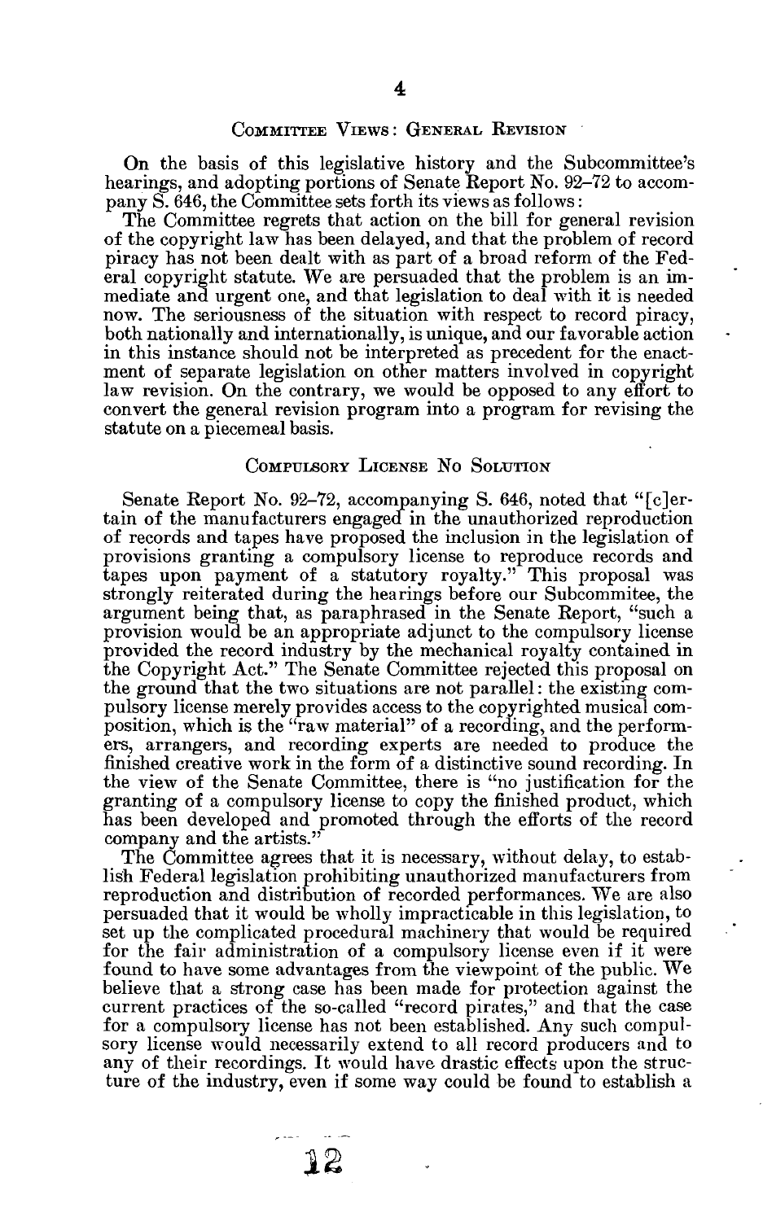## Committee Views: General Revision

On the basis of this legislative history and the Subcommittee's hearings, and adopting portions of Senate Report No. 92–72 to accompany S. 646, the Committee sets forth its views as follows:

The Committee regrets that action on the bill for general revision of the copyright law has been delayed, and that the problem of record piracy has not been dealt with as part of a broad reform of the Federal copyright statute. We are persuaded that the problem is an immediate and urgent one, and that legislation to deal with it is needed now. The seriousness of the situation with respect to record piracy, both nationally and internationally, is unique, and our favorable action in this instance should not be interpreted as precedent for the enactment of separate legislation on other matters involved in copyright law revision. On the contrary, we would be opposed to any effort to convert the general revision program into a program for revising the statute on a piecemeal basis.

## Compulsory License No Solution

Senate Report No. 92–72, accompanying S. 646, noted that "[c]ertain of the manufacturers engaged in the unauthorized reproduction of records and tapes have proposed the inclusion in the legislation of provisions granting a compulsory license to reproduce records and tapes upon payment of a statutory royalty." This proposal was strongly reiterated during the hearings before our Subcommitee, the argument being that, as paraphrased in the Senate Report, "such a provision would be an appropriate adjunct to the compulsory license provided the record industry by the mechanical royalty contained in the Copyright Act." The Senate Committee rejected this proposal on the ground that the two situations are not parallel: the existing compulsory license merely provides access to the copyrighted musical composition, which is the "raw material" of a recording, and the performers, arrangers, and recording experts are needed to produce the finished creative work in the form of a distinctive sound recording. In the view of the Senate Committee, there is "no justification for the granting of a compulsory license to copy the finished product, which has been developed and promoted through the efforts of the record company and the artists."

The Committee agrees that it is necessary, without delay, to establish Federal legislation prohibiting unauthorized manufacturers from reproduction and distribution of recorded performances. We are also persuaded that it would be wholly impracticable in this legislation, to set up the complicated procedural machinery that would be required for the fair administration of a compulsory license even if it were found to have some advantages from the viewpoint of the public. We believe that a strong case has been made for protection against the current practices of the so-called "record pirates," and that the case for a compulsory license has not been established. Any such compulsory license would necessarily extend to all record producers and to any of their recordings. It would have drastic effects upon the structure of the industry, even if some way could be found to establish a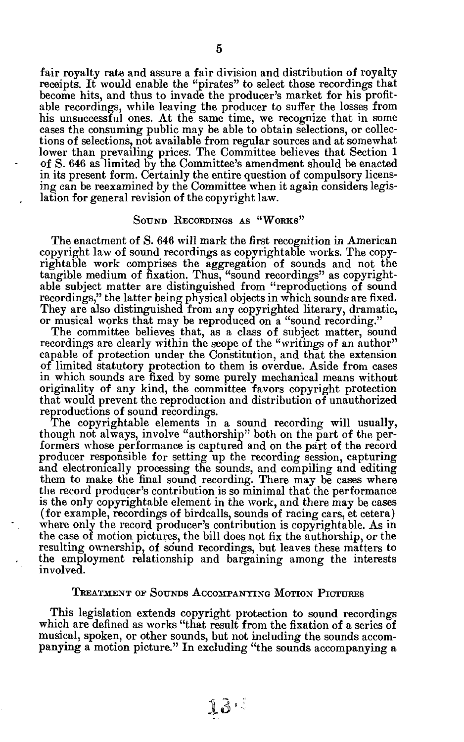fair royalty rate and assure a fair division and distribution of royalty receipts. It would enable the "pirates" to select those recordings that become hits, and thus to invade the producer's market for his profitable recordings, while leaving the producer to suffer the losses from his unsuccessful ones. At the same time, we recognize that in some cases the consuming public may be able to obtain selections, or collections of selections, not available from regular sources and at somewhat lower than prevailing prices. The Committee believes that Section 1 of S. 646 as limited by the Committee's amendment should be enacted in its present form. Certainly the entire question of compulsory licensing can be reexamined by the Committee when it again considers legislation for general revision of the copyright law.

## Sound Recordings as "Works"

The enactment of S. 646 will mark the first recognition in American copyright law of sound recordings as copyrightable works. The copyrightable work comprises the aggregation of sounds and not the tangible medium of fixation. Thus, "sound recordings" as copyrightable subject matter are distinguished from "reproductions of sound recordings," the latter being physical objects in which sounds are fixed. They are also distinguished from any copyrighted literary, dramatic, or musical works that may be reproduced on a "sound recording."

The committee believes that, as a class of subject matter, sound recordings are clearly within the scope of the "writings of an author" capable of protection under the Constitution, and that the extension of limited statutory protection to them is overdue. Aside from cases in which sounds are fixed by some purely mechanical means without originality of any kind, the committee favors copyright protection that would prevent the reproduction and distribution of unauthorized reproductions of sound recordings.

The copyrightable elements in a sound recording will usually, though not always, involve "authorship" both on the part of the performers whose performance is captured and on the part of the record producer responsible for setting up the recording session, capturing and electronically processing the sounds, and compiling and editing them to make the final sound recording. There may be cases where the record producer's contribution is so minimal that the performance is the only copyrightable element in the work, and there may be cases (for example, recordings of birdcalls, sounds of racing cars, et cetera) where only the record producer's contribution is copyrightable. As in the case of motion pictures, the bill does not fix the authorship, or the resulting ownership, of sound recordings, but leaves these matters to the employment relationship and bargaining among the interests involved.

## Treatment of Sounds Accompanying Motion Pictures

This legislation extends copyright protection to sound recordings which are defined as works "that result from the fixation of a series of musical, spoken, or other sounds, but not including the sounds accompanying a motion picture." In excluding "the sounds accompanying a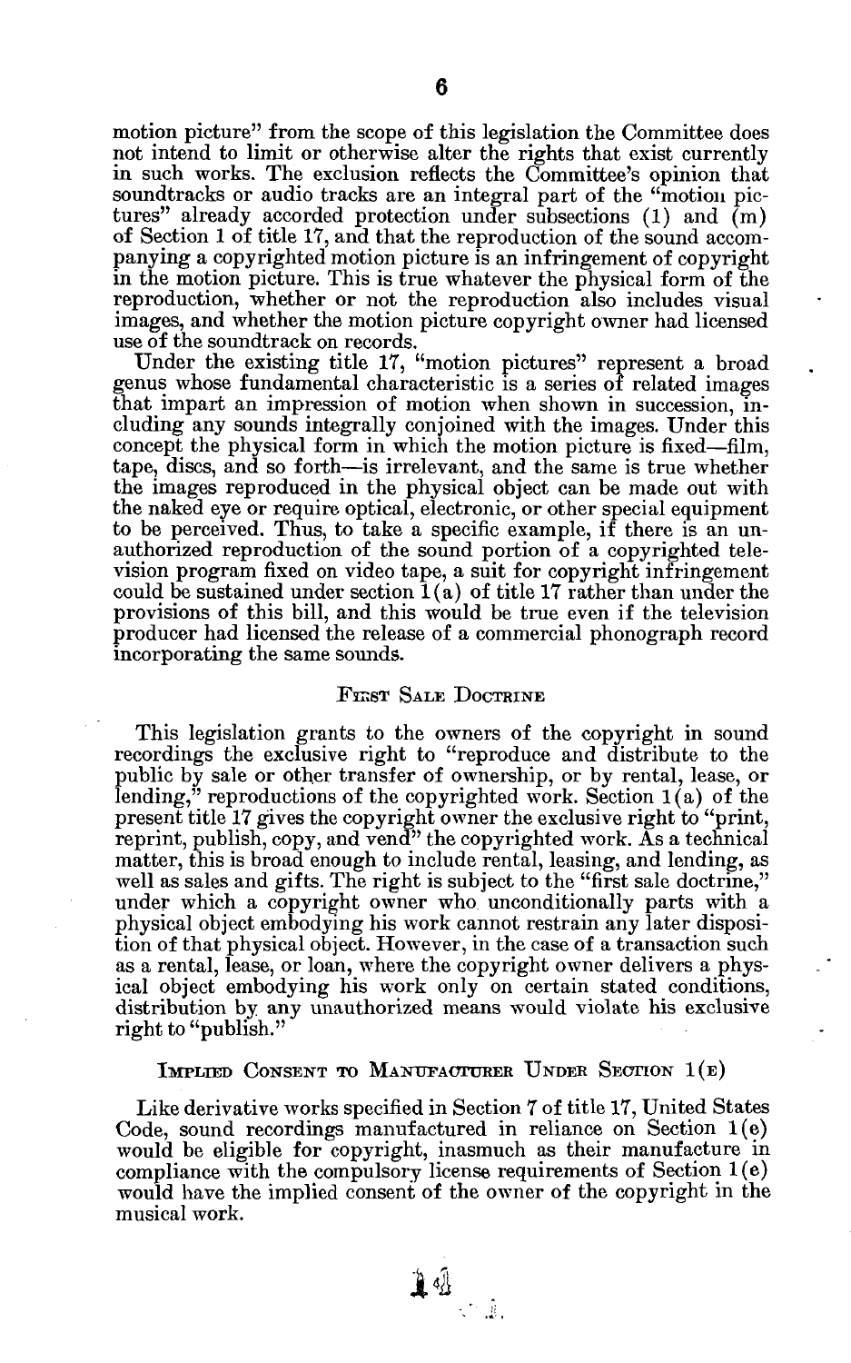motion picture" from the scope of this legislation the Committee does not intend to limit or otherwise alter the rights that exist currently in such works. The exclusion reflects the Committee's opinion that soundtracks or audio tracks are an integral part of the "motion pictures" already accorded protection under subsections (l) and (m) of Section 1 of title 17, and that the reproduction of the sound accompanying a copyrighted motion picture is an infringement of copyright in the motion picture. This is true whatever the physical form of the reproduction, whether or not the reproduction also includes visual images, and whether the motion picture copyright owner had licensed use of the soundtrack on records.

Under the existing title 17, "motion pictures" represent a broad genus whose fundamental characteristic is a series of related images that impart an impression of motion when shown in succession, including any sounds integrally conjoined with the images. Under this concept the physical form in which the motion picture is fixed—film, tape, discs, and so forth—is irrelevant, and the same is true whether the images reproduced in the physical object can be made out with the naked eye or require optical, electronic, or other special equipment to be perceived. Thus, to take a specific example, if there is an unauthorized reproduction of the sound portion of a copyrighted television program fixed on video tape, a suit for copyright infringement could be sustained under section 1(a) of title 17 rather than under the provisions of this bill, and this would be true even if the television producer had licensed the release of a commercial phonograph record incorporating the same sounds.

### First Sale Doctrine

This legislation grants to the owners of the copyright in sound recordings the exclusive right to "reproduce and distribute to the public by sale or other transfer of ownership, or by rental, lease, or lending," reproductions of the copyrighted work. Section 1(a) of the present title 17 gives the copyright owner the exclusive right to "print, reprint, publish, copy, and vend" the copyrighted work. As a technical matter, this is broad enough to include rental, leasing, and lending, as well as sales and gifts. The right is subject to the "first sale doctrine," under which a copyright owner who unconditionally parts with a physical object embodying his work cannot restrain any later disposition of that physical object. However, in the case of a transaction such as a rental, lease, or loan, where the copyright owner delivers a physical object embodying his work only on certain stated conditions, distribution by any unauthorized means would violate his exclusive right to "publish."

### Implied Consent to Manufacturer Under Section 1(e)

Like derivative works specified in Section 7 of title 17, United States Code, sound recordings manufactured in reliance on Section 1(e) would be eligible for copyright, inasmuch as their manufacture in compliance with the compulsory license requirements of Section 1(e) would have the implied consent of the owner of the copyright in the musical work.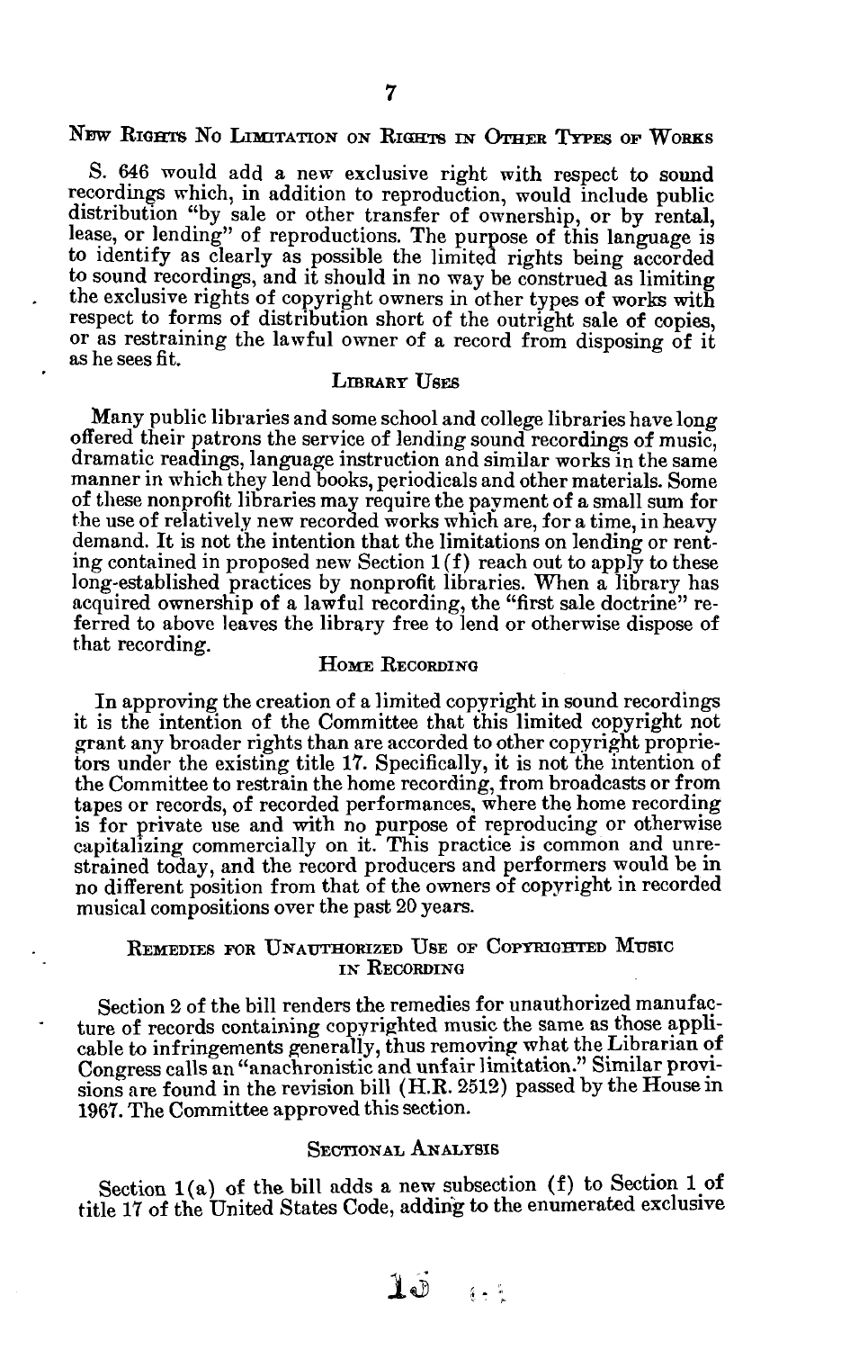## New Rights No Limitation on Rights in Other Types of Works

S. 646 would add a new exclusive right with respect to sound recordings which, in addition to reproduction, would include public distribution "by sale or other transfer of ownership, or by rental, lease, or lending" of reproductions. The purpose of this language is to identify as clearly as possible the limited rights being accorded to sound recordings, and it should in no way be construed as limiting the exclusive rights of copyright owners in other types of works with respect to forms of distribution short of the outright sale of copies, or as restraining the lawful owner of a record from disposing of it as he sees fit.

## Library Uses

Many public libraries and some school and college libraries have long offered their patrons the service of lending sound recordings of music, dramatic readings, language instruction and similar works in the same manner in which they lend books, periodicals and other materials. Some of these nonprofit libraries may require the payment of a small sum for the use of relatively new recorded works which are, for a time, in heavy demand. It is not the intention that the limitations on lending or renting contained in proposed new Section 1(f) reach out to apply to these long-established practices by nonprofit libraries. When a library has acquired ownership of a lawful recording, the "first sale doctrine" referred to above leaves the library free to lend or otherwise dispose of that recording.

## Home Recording

In approving the creation of a limited copyright in sound recordings it is the intention of the Committee that this limited copyright not grant any broader rights than are accorded to other copyright proprietors under the existing title 17. Specifically, it is not the intention of the Committee to restrain the home recording, from broadcasts or from tapes or records, of recorded performances, where the home recording is for private use and with no purpose of reproducing or otherwise capitalizing commercially on it. This practice is common and unrestrained today, and the record producers and performers would be in no different position from that of the owners of copyright in recorded musical compositions over the past 20 years.

## Remedies for Unauthorized Use of Copyrighted Music in Recording

Section 2 of the bill renders the remedies for unauthorized manufacture of records containing copyrighted music the same as those applicable to infringements generally, thus removing what the Librarian of Congress calls an "anachronistic and unfair limitation." Similar provisions are found in the revision bill (H.R. 2512) passed by the House in 1967. The Committee approved this section.

## Sectional Analysis

Section 1(a) of the bill adds a new subsection (f) to Section 1 of title 17 of the United States Code, adding to the enumerated exclusive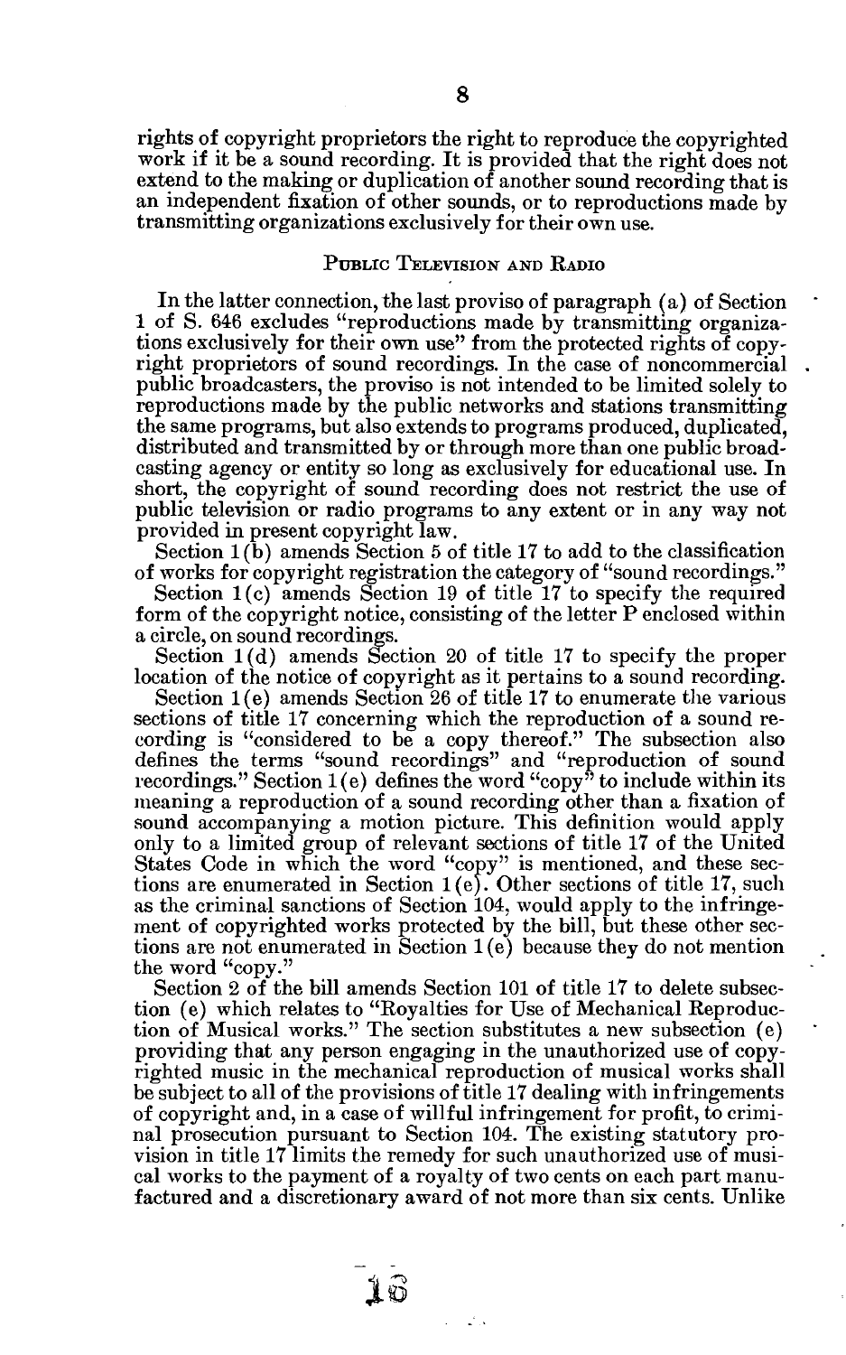rights of copyright proprietors the right to reproduce the copyrighted work if it be a sound recording. It is provided that the right does not extend to the making or duplication of another sound recording that is an independent fixation of other sounds, or to reproductions made by transmitting organizations exclusively for their own use.

## Public Television and Radio

In the latter connection, the last proviso of paragraph (a) of Section 1 of S. 646 excludes "reproductions made by transmitting organizations exclusively for their own use" from the protected rights of copyright proprietors of sound recordings. In the case of noncommercial public broadcasters, the proviso is not intended to be limited solely to reproductions made by the public networks and stations transmitting the same programs, but also extends to programs produced, duplicated, distributed and transmitted by or through more than one public broadcasting agency or entity so long as exclusively for educational use. In short, the copyright of sound recording does not restrict the use of public television or radio programs to any extent or in any way not provided in present copyright law.

Section 1(b) amends Section 5 of title 17 to add to the classification of works for copyright registration the category of "sound recordings."

Section 1(c) amends Section 19 of title 17 to specify the required form of the copyright notice, consisting of the letter P enclosed within a circle, on sound recordings.

Section 1(d) amends Section 20 of title 17 to specify the proper location of the notice of copyright as it pertains to a sound recording.

Section 1(e) amends Section 26 of title 17 to enumerate the various sections of title 17 concerning which the reproduction of a sound recording is "considered to be a copy thereof." The subsection also defines the terms "sound recordings" and "reproduction of sound recordings." Section 1(e) defines the word "copy" to include within its meaning a reproduction of a sound recording other than a fixation of sound accompanying a motion picture. This definition would apply only to a limited group of relevant sections of title 17 of the United States Code in which the word "copy" is mentioned, and these sections are enumerated in Section 1(e). Other sections of title 17, such as the criminal sanctions of Section 104, would apply to the infringement of copyrighted works protected by the bill, but these other sections are not enumerated in Section 1(e) because they do not mention the word "copy."

Section 2 of the bill amends Section 101 of title 17 to delete subsection (e) which relates to "Royalties for Use of Mechanical Reproduction of Musical works." The section substitutes a new subsection (e) providing that any person engaging in the unauthorized use of copyrighted music in the mechanical reproduction of musical works shall be subject to all of the provisions of title 17 dealing with infringements of copyright and, in a case of willful infringement for profit, to criminal prosecution pursuant to Section 104. The existing statutory provision in title 17 limits the remedy for such unauthorized use of musical works to the payment of a royalty of two cents on each part manufactured and a discretionary award of not more than six cents. Unlike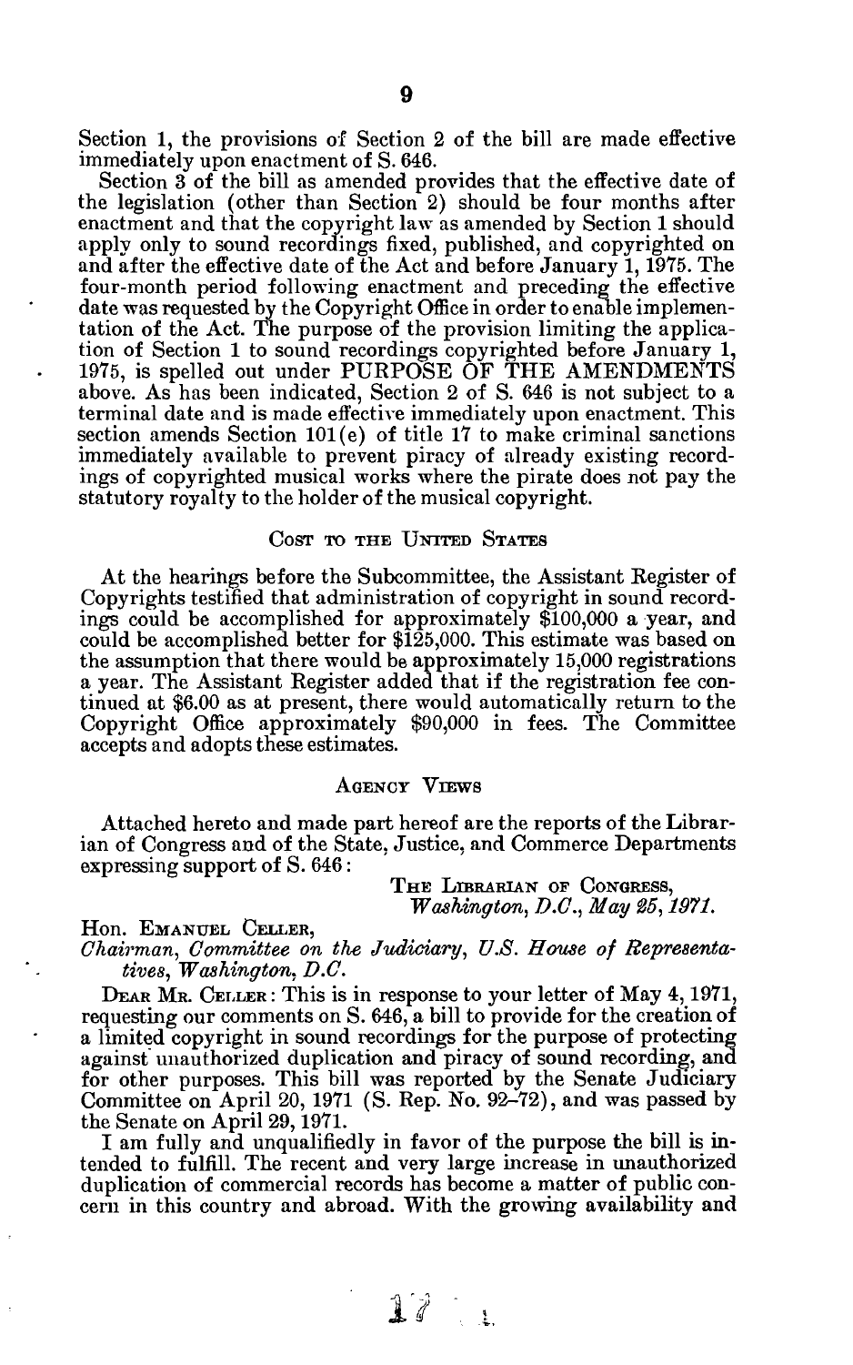Section 1, the provisions of Section 2 of the bill are made effective immediately upon enactment of S. 646.

Section 3 of the bill as amended provides that the effective date of the legislation (other than Section 2) should be four months after enactment and that the copyright law as amended by Section 1 should apply only to sound recordings fixed, published, and copyrighted on and after the effective date of the Act and before January 1, 1975. The four-month period following enactment and preceding the effective date was requested by the Copyright Office in order to enable implementation of the Act. The purpose of the provision limiting the application of Section 1 to sound recordings copyrighted before January 1, 1975, is spelled out under PURPOSE OF THE AMENDMENTS above. As has been indicated, Section 2 of S. 646 is not subject to a terminal date and is made effective immediately upon enactment. This section amends Section 101(e) of title 17 to make criminal sanctions immediately available to prevent piracy of already existing recordings of copyrighted musical works where the pirate does not pay the statutory royalty to the holder of the musical copyright.

## Cost to the United States

At the hearings before the Subcommittee, the Assistant Register of Copyrights testified that administration of copyright in sound recordings could be accomplished for approximately $100,000 a year, and could be accomplished better for $125,000. This estimate was based on the assumption that there would be approximately 15,000 registrations a year. The Assistant Register added that if the registration fee continued at $6.00 as at present, there would automatically return to the Copyright Office approximately $90,000 in fees. The Committee accepts and adopts these estimates.

## Agency Views

Attached hereto and made part hereof are the reports of the Librarian of Congress and of the State, Justice, and Commerce Departments expressing support of S. 646:

THE LIBRARIAN OF CONGRESS,
*Washington, D.C., May 25, 1971.*

Hon. EMANUEL CELLER,
*Chairman, Committee on the Judiciary, U.S. House of Representatives, Washington, D.C.*

DEAR MR. CELLER: This is in response to your letter of May 4, 1971, requesting our comments on S. 646, a bill to provide for the creation of a limited copyright in sound recordings for the purpose of protecting against unauthorized duplication and piracy of sound recording, and for other purposes. This bill was reported by the Senate Judiciary Committee on April 20, 1971 (S. Rep. No. 92–72), and was passed by the Senate on April 29, 1971.

I am fully and unqualifiedly in favor of the purpose the bill is intended to fulfill. The recent and very large increase in unauthorized duplication of commercial records has become a matter of public concern in this country and abroad. With the growing availability and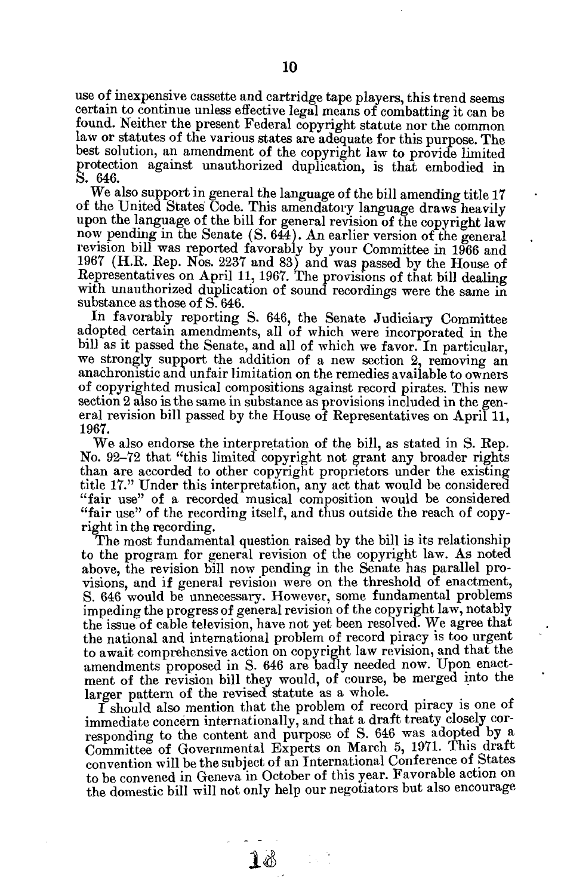use of inexpensive cassette and cartridge tape players, this trend seems certain to continue unless effective legal means of combatting it can be found. Neither the present Federal copyright statute nor the common law or statutes of the various states are adequate for this purpose. The best solution, an amendment of the copyright law to provide limited protection against unauthorized duplication, is that embodied in S. 646.

We also support in general the language of the bill amending title 17 of the United States Code. This amendatory language draws heavily upon the language of the bill for general revision of the copyright law now pending in the Senate (S. 644). An earlier version of the general revision bill was reported favorably by your Committee in 1966 and 1967 (H.R. Rep. Nos. 2237 and 83) and was passed by the House of Representatives on April 11, 1967. The provisions of that bill dealing with unauthorized duplication of sound recordings were the same in substance as those of S. 646.

In favorably reporting S. 646, the Senate Judiciary Committee adopted certain amendments, all of which were incorporated in the bill as it passed the Senate, and all of which we favor. In particular, we strongly support the addition of a new section 2, removing an anachronistic and unfair limitation on the remedies available to owners of copyrighted musical compositions against record pirates. This new section 2 also is the same in substance as provisions included in the general revision bill passed by the House of Representatives on April 11, 1967.

We also endorse the interpretation of the bill, as stated in S. Rep. No. 92–72 that "this limited copyright not grant any broader rights than are accorded to other copyright proprietors under the existing title 17." Under this interpretation, any act that would be considered "fair use" of a recorded musical composition would be considered "fair use" of the recording itself, and thus outside the reach of copyright in the recording.

The most fundamental question raised by the bill is its relationship to the program for general revision of the copyright law. As noted above, the revision bill now pending in the Senate has parallel provisions, and if general revision were on the threshold of enactment, S. 646 would be unnecessary. However, some fundamental problems impeding the progress of general revision of the copyright law, notably the issue of cable television, have not yet been resolved. We agree that the national and international problem of record piracy is too urgent to await comprehensive action on copyright law revision, and that the amendments proposed in S. 646 are badly needed now. Upon enactment of the revision bill they would, of course, be merged into the larger pattern of the revised statute as a whole.

I should also mention that the problem of record piracy is one of immediate concern internationally, and that a draft treaty closely corresponding to the content and purpose of S. 646 was adopted by a Committee of Governmental Experts on March 5, 1971. This draft convention will be the subject of an International Conference of States to be convened in Geneva in October of this year. Favorable action on the domestic bill will not only help our negotiators but also encourage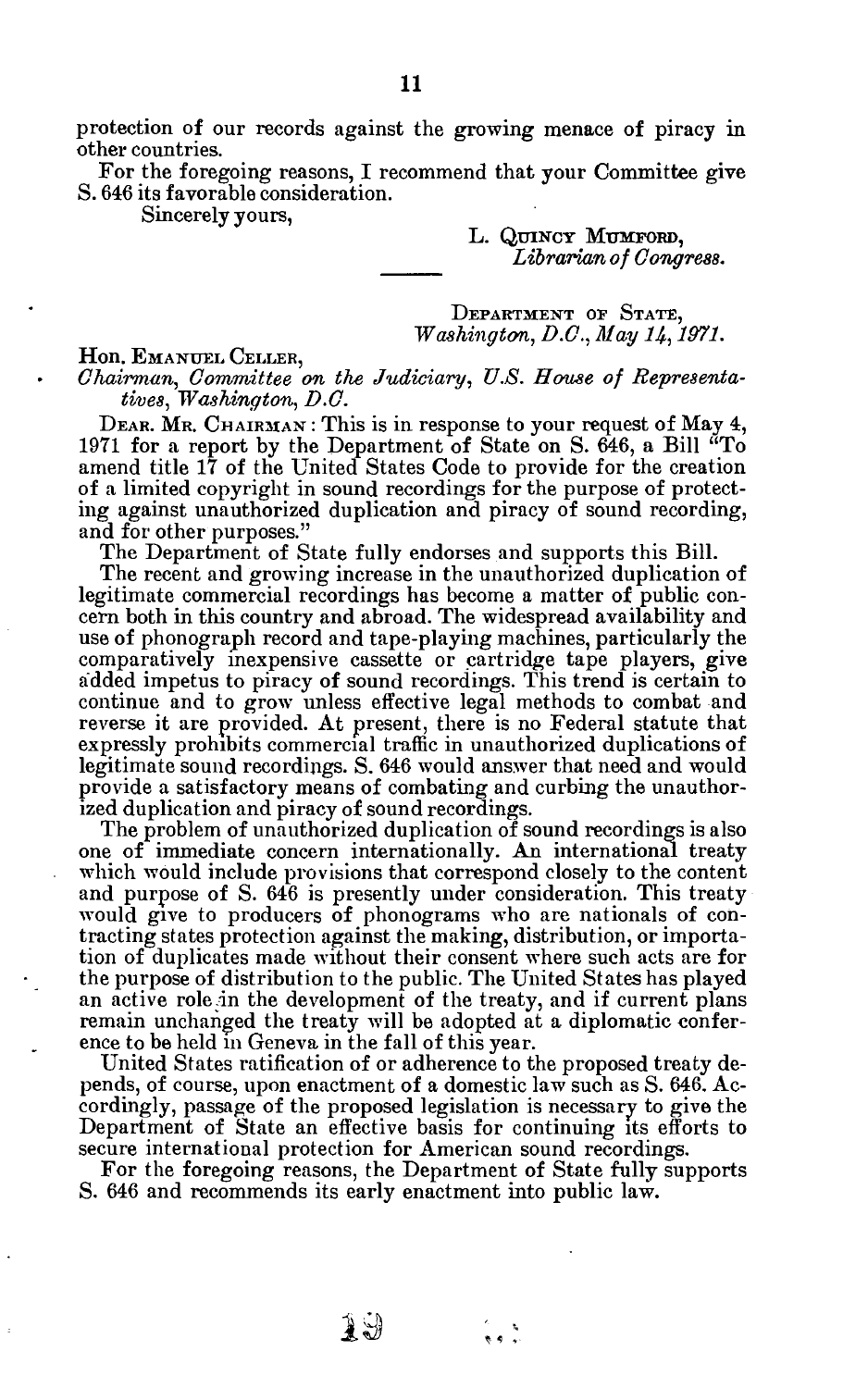protection of our records against the growing menace of piracy in other countries.

For the foregoing reasons, I recommend that your Committee give S. 646 its favorable consideration.

Sincerely yours,

L. QUINCY MUMFORD,
*Librarian of Congress.*

---

DEPARTMENT OF STATE,
*Washington, D.C., May 14, 1971.*

Hon. EMANUEL CELLER,
*Chairman, Committee on the Judiciary, U.S. House of Representatives, Washington, D.C.*

DEAR MR. CHAIRMAN: This is in response to your request of May 4, 1971 for a report by the Department of State on S. 646, a Bill "To amend title 17 of the United States Code to provide for the creation of a limited copyright in sound recordings for the purpose of protecting against unauthorized duplication and piracy of sound recording, and for other purposes."

The Department of State fully endorses and supports this Bill.

The recent and growing increase in the unauthorized duplication of legitimate commercial recordings has become a matter of public concern both in this country and abroad. The widespread availability and use of phonograph record and tape-playing machines, particularly the comparatively inexpensive cassette or cartridge tape players, give added impetus to piracy of sound recordings. This trend is certain to continue and to grow unless effective legal methods to combat and reverse it are provided. At present, there is no Federal statute that expressly prohibits commercial traffic in unauthorized duplications of legitimate sound recordings. S. 646 would answer that need and would provide a satisfactory means of combating and curbing the unauthorized duplication and piracy of sound recordings.

The problem of unauthorized duplication of sound recordings is also one of immediate concern internationally. An international treaty which would include provisions that correspond closely to the content and purpose of S. 646 is presently under consideration. This treaty would give to producers of phonograms who are nationals of contracting states protection against the making, distribution, or importation of duplicates made without their consent where such acts are for the purpose of distribution to the public. The United States has played an active role in the development of the treaty, and if current plans remain unchanged the treaty will be adopted at a diplomatic conference to be held in Geneva in the fall of this year.

United States ratification of or adherence to the proposed treaty depends, of course, upon enactment of a domestic law such as S. 646. Accordingly, passage of the proposed legislation is necessary to give the Department of State an effective basis for continuing its efforts to secure international protection for American sound recordings.

For the foregoing reasons, the Department of State fully supports S. 646 and recommends its early enactment into public law.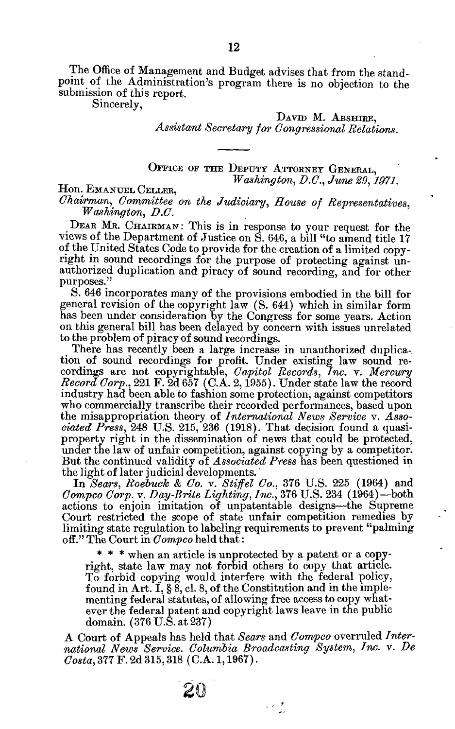The Office of Management and Budget advises that from the standpoint of the Administration's program there is no objection to the submission of this report.

Sincerely,

DAVID M. ABSHIRE,
*Assistant Secretary for Congressional Relations.*

---

OFFICE OF THE DEPUTY ATTORNEY GENERAL,
*Washington, D.C., June 29, 1971.*

Hon. EMANUEL CELLER,
*Chairman, Committee on the Judiciary, House of Representatives, Washington, D.C.*

DEAR MR. CHAIRMAN: This is in response to your request for the views of the Department of Justice on S. 646, a bill "to amend title 17 of the United States Code to provide for the creation of a limited copyright in sound recordings for the purpose of protecting against unauthorized duplication and piracy of sound recording, and for other purposes."

S. 646 incorporates many of the provisions embodied in the bill for general revision of the copyright law (S. 644) which in similar form has been under consideration by the Congress for some years. Action on this general bill has been delayed by concern with issues unrelated to the problem of piracy of sound recordings.

There has recently been a large increase in unauthorized duplication of sound recordings for profit. Under existing law sound recordings are not copyrightable, *Capitol Records, Inc.* v. *Mercury Record Corp.*, 221 F. 2d 657 (C.A. 2, 1955). Under state law the record industry had been able to fashion some protection, against competitors who commercially transcribe their recorded performances, based upon the misappropriation theory of *International News Service* v. *Associated Press*, 248 U.S. 215, 236 (1918). That decision found a quasi-property right in the dissemination of news that could be protected, under the law of unfair competition, against copying by a competitor. But the continued validity of *Associated Press* has been questioned in the light of later judicial developments.

In *Sears, Roebuck & Co.* v. *Stiffel Co.*, 376 U.S. 225 (1964) and *Compco Corp.* v. *Day-Brite Lighting, Inc.*, 376 U.S. 234 (1964)—both actions to enjoin imitation of unpatentable designs—the Supreme Court restricted the scope of state unfair competition remedies by limiting state regulation to labeling requirements to prevent "palming off." The Court in *Compco* held that:

> * * * when an article is unprotected by a patent or a copyright, state law may not forbid others to copy that article. To forbid copying would interfere with the federal policy, found in Art. I, § 8, cl. 8, of the Constitution and in the implementing federal statutes, of allowing free access to copy whatever the federal patent and copyright laws leave in the public domain. (376 U.S. at 237)

A Court of Appeals has held that *Sears* and *Compco* overruled *International News Service*. *Columbia Broadcasting System, Inc.* v. *De Costa*, 377 F. 2d 315, 318 (C.A. 1, 1967).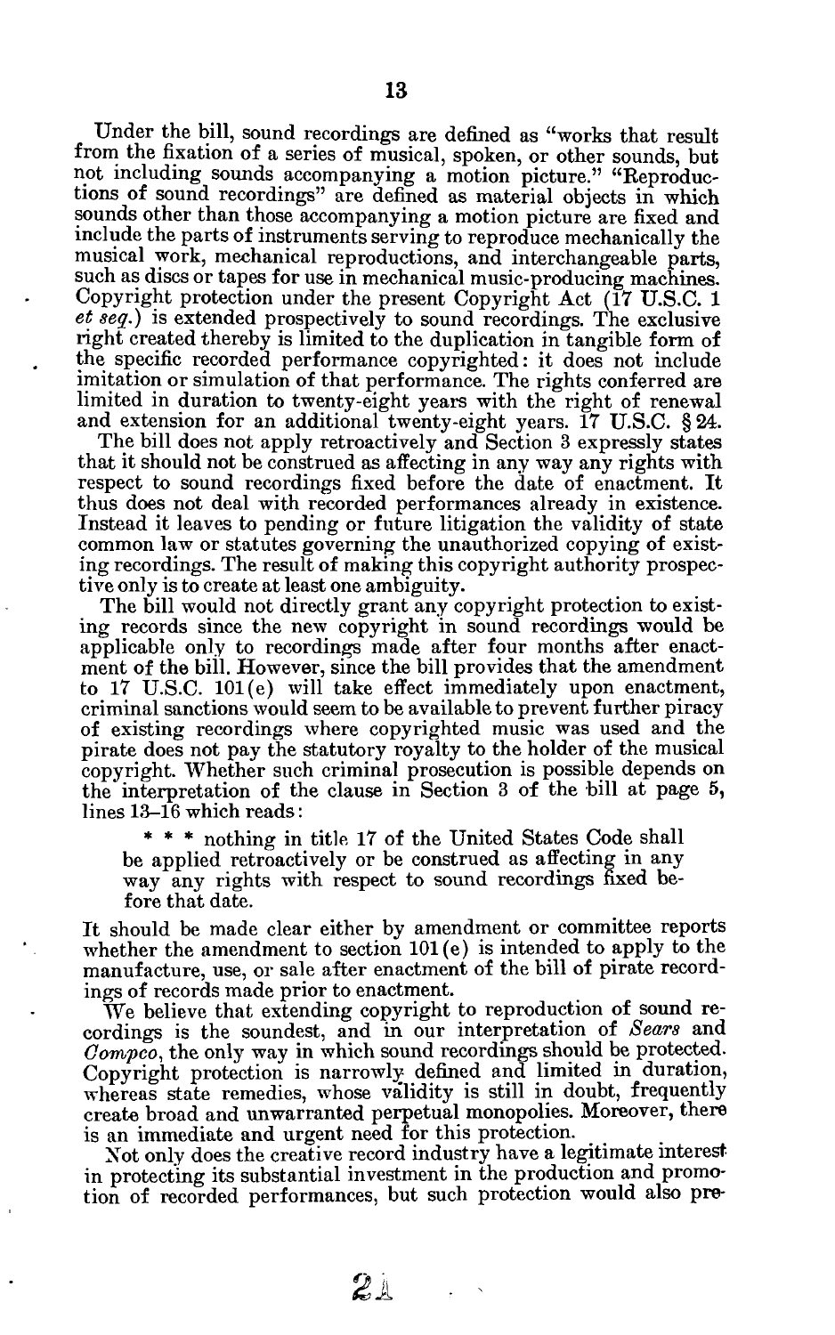Under the bill, sound recordings are defined as "works that result from the fixation of a series of musical, spoken, or other sounds, but not including sounds accompanying a motion picture." "Reproductions of sound recordings" are defined as material objects in which sounds other than those accompanying a motion picture are fixed and include the parts of instruments serving to reproduce mechanically the musical work, mechanical reproductions, and interchangeable parts, such as discs or tapes for use in mechanical music-producing machines. Copyright protection under the present Copyright Act (17 U.S.C. 1 *et seq.*) is extended prospectively to sound recordings. The exclusive right created thereby is limited to the duplication in tangible form of the specific recorded performance copyrighted: it does not include imitation or simulation of that performance. The rights conferred are limited in duration to twenty-eight years with the right of renewal and extension for an additional twenty-eight years. 17 U.S.C. § 24.

The bill does not apply retroactively and Section 3 expressly states that it should not be construed as affecting in any way any rights with respect to sound recordings fixed before the date of enactment. It thus does not deal with recorded performances already in existence. Instead it leaves to pending or future litigation the validity of state common law or statutes governing the unauthorized copying of existing recordings. The result of making this copyright authority prospective only is to create at least one ambiguity.

The bill would not directly grant any copyright protection to existing records since the new copyright in sound recordings would be applicable only to recordings made after four months after enactment of the bill. However, since the bill provides that the amendment to 17 U.S.C. 101(e) will take effect immediately upon enactment, criminal sanctions would seem to be available to prevent further piracy of existing recordings where copyrighted music was used and the pirate does not pay the statutory royalty to the holder of the musical copyright. Whether such criminal prosecution is possible depends on the interpretation of the clause in Section 3 of the bill at page 5, lines 13–16 which reads:

> * * * nothing in title 17 of the United States Code shall be applied retroactively or be construed as affecting in any way any rights with respect to sound recordings fixed before that date.

It should be made clear either by amendment or committee reports whether the amendment to section 101(e) is intended to apply to the manufacture, use, or sale after enactment of the bill of pirate recordings of records made prior to enactment.

We believe that extending copyright to reproduction of sound recordings is the soundest, and in our interpretation of *Sears* and *Compco*, the only way in which sound recordings should be protected. Copyright protection is narrowly defined and limited in duration, whereas state remedies, whose validity is still in doubt, frequently create broad and unwarranted perpetual monopolies. Moreover, there is an immediate and urgent need for this protection.

Not only does the creative record industry have a legitimate interest in protecting its substantial investment in the production and promotion of recorded performances, but such protection would also pre-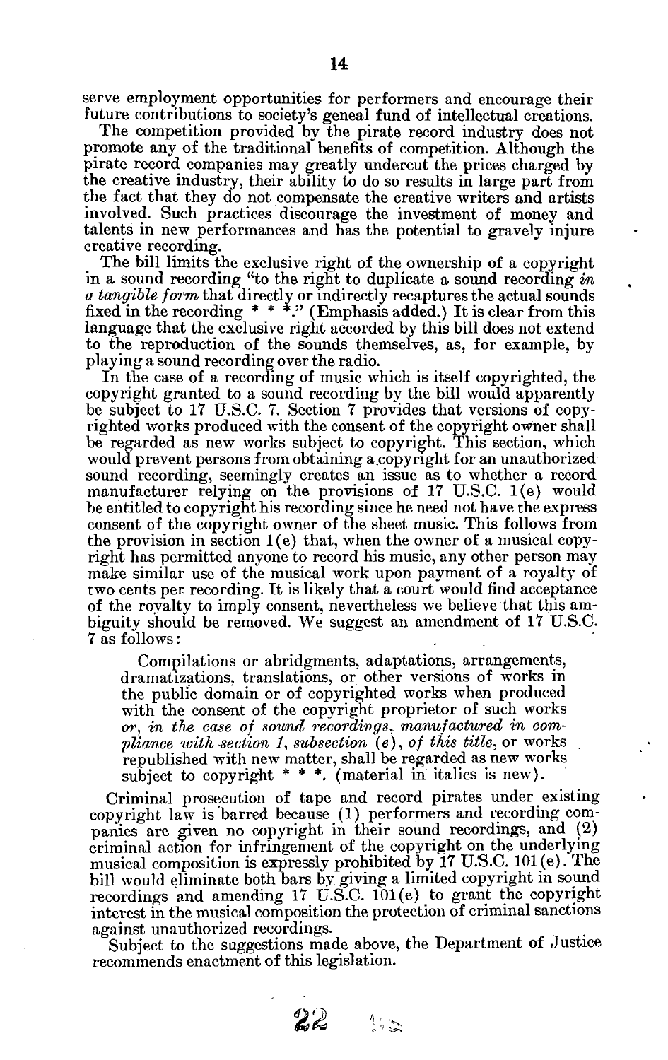serve employment opportunities for performers and encourage their future contributions to society's geneal fund of intellectual creations.

The competition provided by the pirate record industry does not promote any of the traditional benefits of competition. Although the pirate record companies may greatly undercut the prices charged by the creative industry, their ability to do so results in large part from the fact that they do not compensate the creative writers and artists involved. Such practices discourage the investment of money and talents in new performances and has the potential to gravely injure creative recording.

The bill limits the exclusive right of the ownership of a copyright in a sound recording "to the right to duplicate a sound recording *in a tangible form* that directly or indirectly recaptures the actual sounds fixed in the recording * * *." (Emphasis added.) It is clear from this language that the exclusive right accorded by this bill does not extend to the reproduction of the sounds themselves, as, for example, by playing a sound recording over the radio.

In the case of a recording of music which is itself copyrighted, the copyright granted to a sound recording by the bill would apparently be subject to 17 U.S.C. 7. Section 7 provides that versions of copyrighted works produced with the consent of the copyright owner shall be regarded as new works subject to copyright. This section, which would prevent persons from obtaining a copyright for an unauthorized sound recording, seemingly creates an issue as to whether a record manufacturer relying on the provisions of 17 U.S.C. 1(e) would be entitled to copyright his recording since he need not have the express consent of the copyright owner of the sheet music. This follows from the provision in section 1(e) that, when the owner of a musical copyright has permitted anyone to record his music, any other person may make similar use of the musical work upon payment of a royalty of two cents per recording. It is likely that a court would find acceptance of the royalty to imply consent, nevertheless we believe that this ambiguity should be removed. We suggest an amendment of 17 U.S.C. 7 as follows:

> Compilations or abridgments, adaptations, arrangements, dramatizations, translations, or other versions of works in the public domain or of copyrighted works when produced with the consent of the copyright proprietor of such works *or, in the case of sound recordings, manufactured in compliance with section 1, subsection (e), of this title,* or works republished with new matter, shall be regarded as new works subject to copyright * * *. (material in italics is new).

Criminal prosecution of tape and record pirates under existing copyright law is barred because (1) performers and recording companies are given no copyright in their sound recordings, and (2) criminal action for infringement of the copyright on the underlying musical composition is expressly prohibited by 17 U.S.C. 101(e). The bill would eliminate both bars by giving a limited copyright in sound recordings and amending 17 U.S.C. 101(e) to grant the copyright interest in the musical composition the protection of criminal sanctions against unauthorized recordings.

Subject to the suggestions made above, the Department of Justice recommends enactment of this legislation.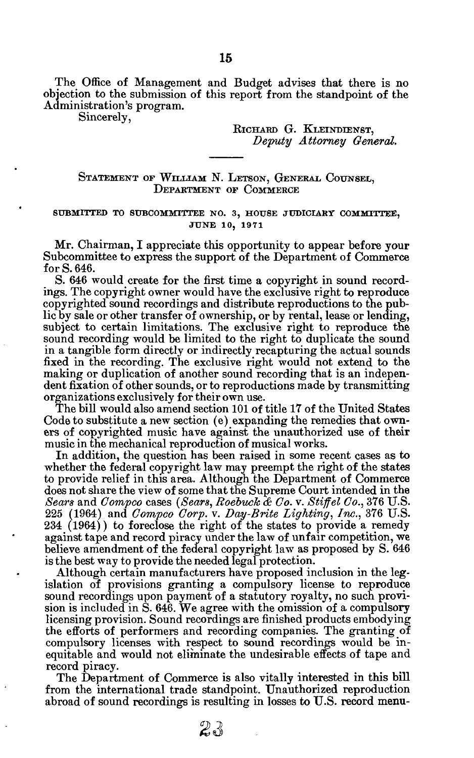The Office of Management and Budget advises that there is no objection to the submission of this report from the standpoint of the Administration's program.

Sincerely,

RICHARD G. KLEINDIENST,
*Deputy Attorney General.*

---

## STATEMENT OF WILLIAM N. LETSON, GENERAL COUNSEL, DEPARTMENT OF COMMERCE

### SUBMITTED TO SUBCOMMITTEE NO. 3, HOUSE JUDICIARY COMMITTEE, JUNE 10, 1971

Mr. Chairman, I appreciate this opportunity to appear before your Subcommittee to express the support of the Department of Commerce for S. 646.

S. 646 would create for the first time a copyright in sound recordings. The copyright owner would have the exclusive right to reproduce copyrighted sound recordings and distribute reproductions to the public by sale or other transfer of ownership, or by rental, lease or lending, subject to certain limitations. The exclusive right to reproduce the sound recording would be limited to the right to duplicate the sound in a tangible form directly or indirectly recapturing the actual sounds fixed in the recording. The exclusive right would not extend to the making or duplication of another sound recording that is an independent fixation of other sounds, or to reproductions made by transmitting organizations exclusively for their own use.

The bill would also amend section 101 of title 17 of the United States Code to substitute a new section (e) expanding the remedies that owners of copyrighted music have against the unauthorized use of their music in the mechanical reproduction of musical works.

In addition, the question has been raised in some recent cases as to whether the federal copyright law may preempt the right of the states to provide relief in this area. Although the Department of Commerce does not share the view of some that the Supreme Court intended in the *Sears* and *Compco* cases (*Sears, Roebuck & Co.* v. *Stiffel Co.*, 376 U.S. 225 (1964) and *Compco Corp.* v. *Day-Brite Lighting, Inc.*, 376 U.S. 234 (1964)) to foreclose the right of the states to provide a remedy against tape and record piracy under the law of unfair competition, we believe amendment of the federal copyright law as proposed by S. 646 is the best way to provide the needed legal protection.

Although certain manufacturers have proposed inclusion in the legislation of provisions granting a compulsory license to reproduce sound recordings upon payment of a statutory royalty, no such provision is included in S. 646. We agree with the omission of a compulsory licensing provision. Sound recordings are finished products embodying the efforts of performers and recording companies. The granting of compulsory licenses with respect to sound recordings would be inequitable and would not eliminate the undesirable effects of tape and record piracy.

The Department of Commerce is also vitally interested in this bill from the international trade standpoint. Unauthorized reproduction abroad of sound recordings is resulting in losses to U.S. record menu-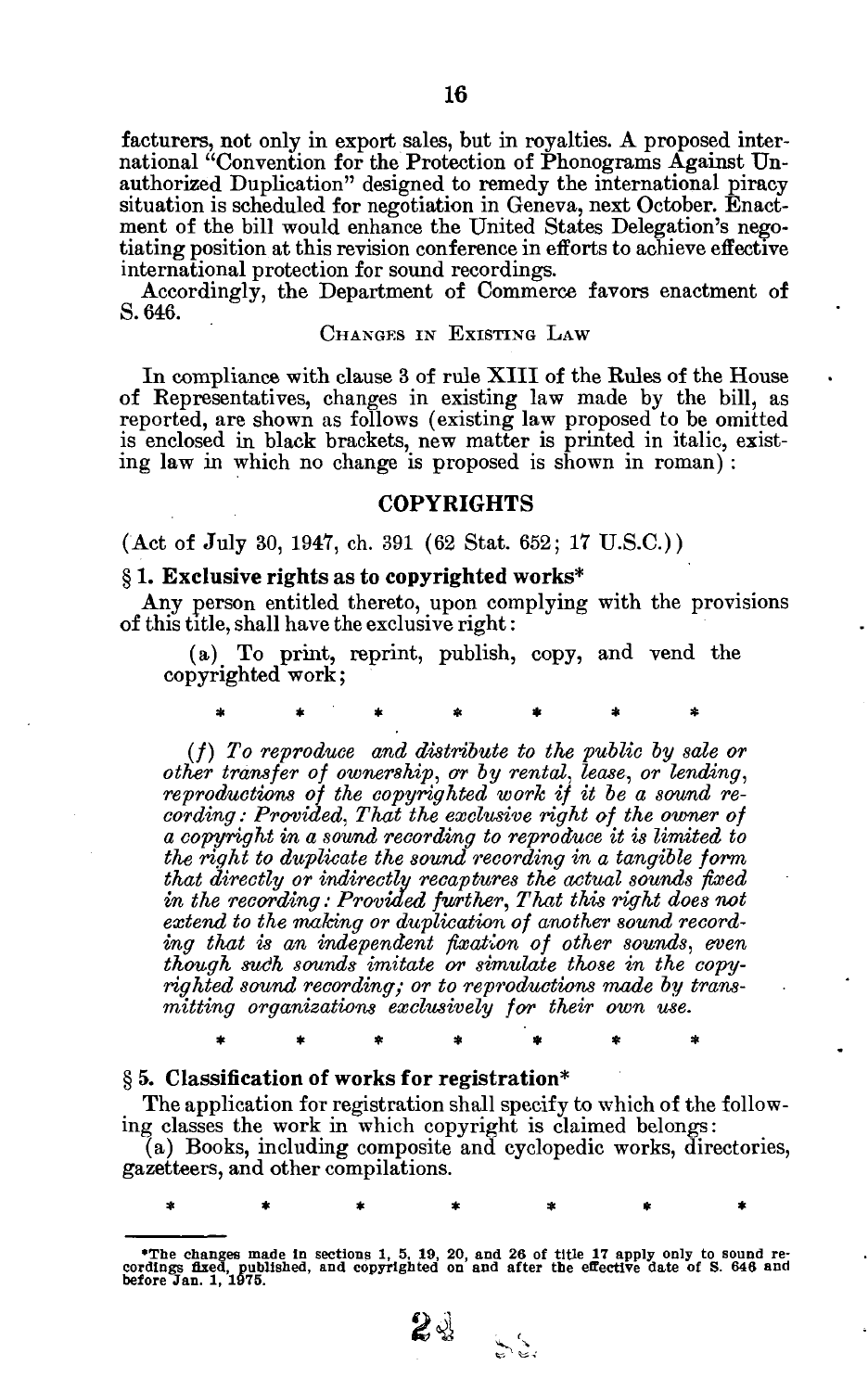facturers, not only in export sales, but in royalties. A proposed international "Convention for the Protection of Phonograms Against Unauthorized Duplication" designed to remedy the international piracy situation is scheduled for negotiation in Geneva, next October. Enactment of the bill would enhance the United States Delegation's negotiating position at this revision conference in efforts to achieve effective international protection for sound recordings.

Accordingly, the Department of Commerce favors enactment of S. 646.

### CHANGES IN EXISTING LAW

In compliance with clause 3 of rule XIII of the Rules of the House of Representatives, changes in existing law made by the bill, as reported, are shown as follows (existing law proposed to be omitted is enclosed in black brackets, new matter is printed in italic, existing law in which no change is proposed is shown in roman):

## COPYRIGHTS

(Act of July 30, 1947, ch. 391 (62 Stat. 652; 17 U.S.C.))

**§ 1. Exclusive rights as to copyrighted works***

Any person entitled thereto, upon complying with the provisions of this title, shall have the exclusive right:

(a) To print, reprint, publish, copy, and vend the copyrighted work;

\* \* \* \* \* \* \*

*(f) To reproduce and distribute to the public by sale or other transfer of ownership, or by rental, lease, or lending, reproductions of the copyrighted work if it be a sound recording: Provided, That the exclusive right of the owner of a copyright in a sound recording to reproduce it is limited to the right to duplicate the sound recording in a tangible form that directly or indirectly recaptures the actual sounds fixed in the recording: Provided further, That this right does not extend to the making or duplication of another sound recording that is an independent fixation of other sounds, even though such sounds imitate or simulate those in the copyrighted sound recording; or to reproductions made by transmitting organizations exclusively for their own use.*

\* \* \* \* \* \* \*

**§ 5. Classification of works for registration***

The application for registration shall specify to which of the following classes the work in which copyright is claimed belongs:

(a) Books, including composite and cyclopedic works, directories, gazetteers, and other compilations.

\* \* \* \* \* \* \*

*The changes made in sections 1, 5, 19, 20, and 26 of title 17 apply only to sound recordings fixed, published, and copyrighted on and after the effective date of S. 646 and before Jan. 1, 1975.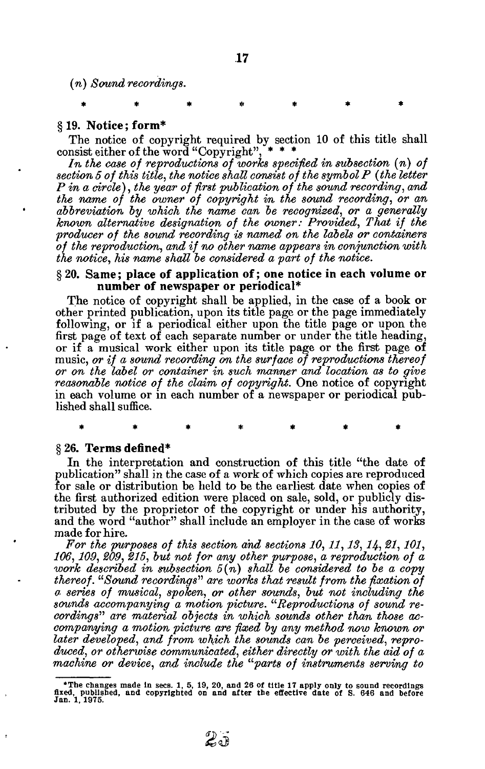(*n*) *Sound recordings.*

\* \* \* \* \* \* \*

### § 19. Notice; form*

The notice of copyright required by section 10 of this title shall consist either of the word "Copyright", \* \* \*

*In the case of reproductions of works specified in subsection (n) of section 5 of this title, the notice shall consist of the symbol P (the letter P in a circle), the year of first publication of the sound recording, and the name of the owner of copyright in the sound recording, or an abbreviation by which the name can be recognized, or a generally known alternative designation of the owner: Provided, That if the producer of the sound recording is named on the labels or containers of the reproduction, and if no other name appears in conjunction with the notice, his name shall be considered a part of the notice.*

### § 20. Same; place of application of; one notice in each volume or number of newspaper or periodical*

The notice of copyright shall be applied, in the case of a book or other printed publication, upon its title page or the page immediately following, or if a periodical either upon the title page or upon the first page of text of each separate number or under the title heading, or if a musical work either upon its title page or the first page of music, *or if a sound recording on the surface of reproductions thereof or on the label or container in such manner and location as to give reasonable notice of the claim of copyright.* One notice of copyright in each volume or in each number of a newspaper or periodical published shall suffice.

\* \* \* \* \* \* \*

### § 26. Terms defined*

In the interpretation and construction of this title "the date of publication" shall in the case of a work of which copies are reproduced for sale or distribution be held to be the earliest date when copies of the first authorized edition were placed on sale, sold, or publicly distributed by the proprietor of the copyright or under his authority, and the word "author" shall include an employer in the case of works made for hire.

*For the purposes of this section and sections 10, 11, 13, 14, 21, 101, 106, 109, 209, 215, but not for any other purpose, a reproduction of a work described in subsection 5(n) shall be considered to be a copy thereof. "Sound recordings" are works that result from the fixation of a series of musical, spoken, or other sounds, but not including the sounds accompanying a motion picture. "Reproductions of sound recordings" are material objects in which sounds other than those accompanying a motion picture are fixed by any method now known or later developed, and from which the sounds can be perceived, reproduced, or otherwise communicated, either directly or with the aid of a machine or device, and include the "parts of instruments serving to*

---

\*The changes made in secs. 1, 5, 19, 20, and 26 of title 17 apply only to sound recordings fixed, published, and copyrighted on and after the effective date of S. 646 and before Jan. 1, 1975.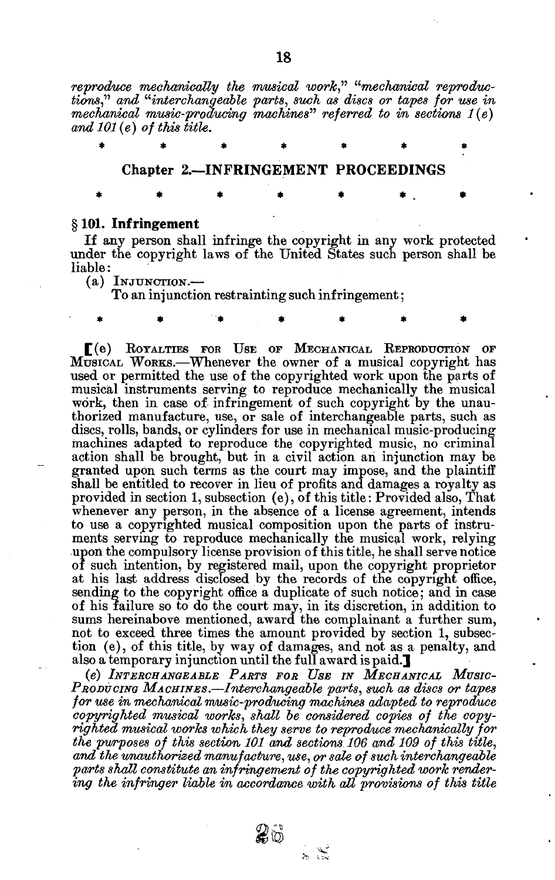*reproduce mechanically the musical work,*" "*mechanical reproductions,*" *and* "*interchangeable parts, such as discs or tapes for use in mechanical music-producing machines*" *referred to in sections 1(e) and 101(e) of this title.*

\* \* \* \* \* \* \*

## Chapter 2.—INFRINGEMENT PROCEEDINGS

\* \* \* \* \* \* \*

### § 101. Infringement

If any person shall infringe the copyright in any work protected under the copyright laws of the United States such person shall be liable:

(a) INJUNCTION.—

To an injunction restrainting such infringement;

\* \* \* \* \* \* \*

[(e) ROYALTIES FOR USE OF MECHANICAL REPRODUCTION OF MUSICAL WORKS.—Whenever the owner of a musical copyright has used or permitted the use of the copyrighted work upon the parts of musical instruments serving to reproduce mechanically the musical work, then in case of infringement of such copyright by the unauthorized manufacture, use, or sale of interchangeable parts, such as discs, rolls, bands, or cylinders for use in mechanical music-producing machines adapted to reproduce the copyrighted music, no criminal action shall be brought, but in a civil action an injunction may be granted upon such terms as the court may impose, and the plaintiff shall be entitled to recover in lieu of profits and damages a royalty as provided in section 1, subsection (e), of this title: Provided also, That whenever any person, in the absence of a license agreement, intends to use a copyrighted musical composition upon the parts of instruments serving to reproduce mechanically the musical work, relying upon the compulsory license provision of this title, he shall serve notice of such intention, by registered mail, upon the copyright proprietor at his last address disclosed by the records of the copyright office, sending to the copyright office a duplicate of such notice; and in case of his failure so to do the court may, in its discretion, in addition to sums hereinabove mentioned, award the complainant a further sum, not to exceed three times the amount provided by section 1, subsection (e), of this title, by way of damages, and not as a penalty, and also a temporary injunction until the full award is paid.]

*(e) INTERCHANGEABLE PARTS FOR USE IN MECHANICAL MUSIC-PRODUCING MACHINES.—Interchangeable parts, such as discs or tapes for use in mechanical music-producing machines adapted to reproduce copyrighted musical works, shall be considered copies of the copyrighted musical works which they serve to reproduce mechanically for the purposes of this section 101 and sections 106 and 109 of this title, and the unauthorized manufacture, use, or sale of such interchangeable parts shall constitute an infringement of the copyrighted work rendering the infringer liable in accordance with all provisions of this title*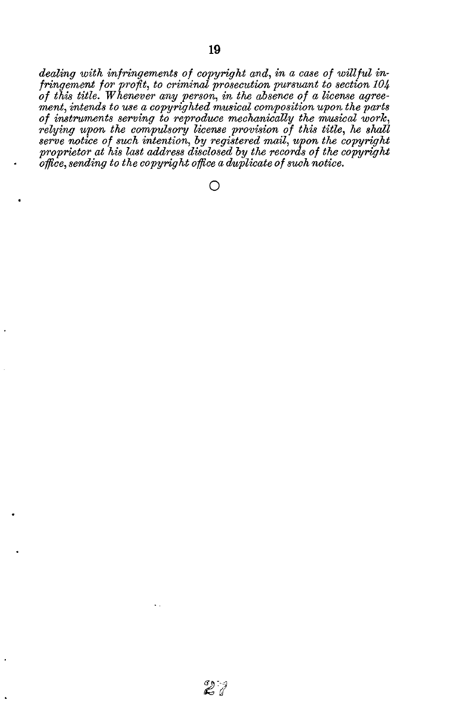*dealing with infringements of copyright and, in a case of willful infringement for profit, to criminal prosecution pursuant to section 104 of this title. Whenever any person, in the absence of a license agreement, intends to use a copyrighted musical composition upon the parts of instruments serving to reproduce mechanically the musical work, relying upon the compulsory license provision of this title, he shall serve notice of such intention, by registered mail, upon the copyright proprietor at his last address disclosed by the records of the copyright office, sending to the copyright office a duplicate of such notice.*

○